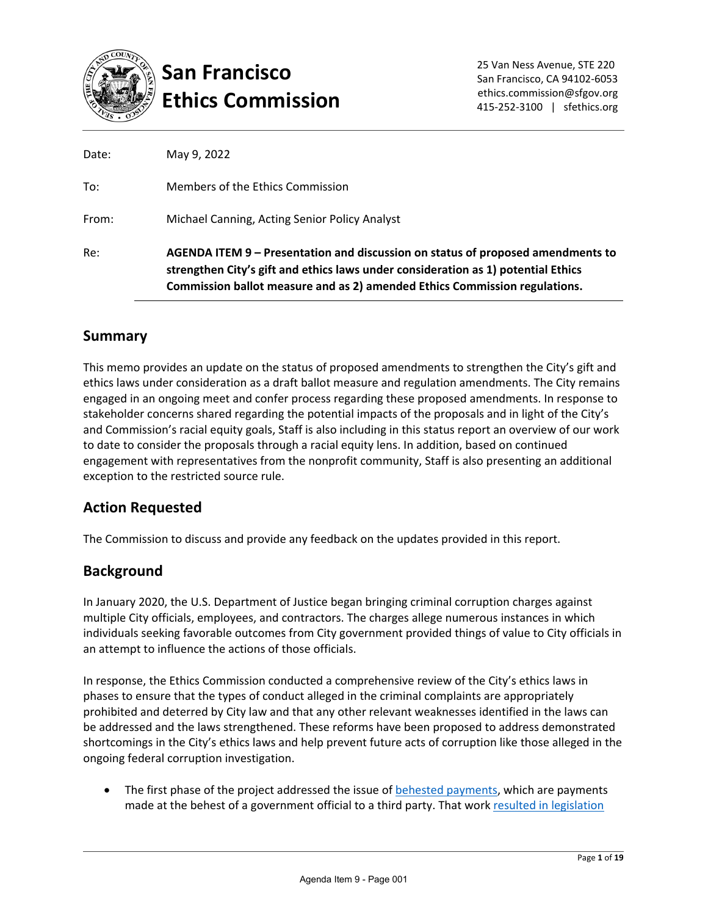# San Francisco Ethics Commission

25 Van Ness Avenue, STE 220
San Francisco, CA 94102-6053
ethics.commission@sfgov.org
415-252-3100 | sfethics.org

Date: May 9, 2022

To: Members of the Ethics Commission

From: Michael Canning, Acting Senior Policy Analyst

Re: **AGENDA ITEM 9 – Presentation and discussion on status of proposed amendments to strengthen City's gift and ethics laws under consideration as 1) potential Ethics Commission ballot measure and as 2) amended Ethics Commission regulations.**

## Summary

This memo provides an update on the status of proposed amendments to strengthen the City's gift and ethics laws under consideration as a draft ballot measure and regulation amendments. The City remains engaged in an ongoing meet and confer process regarding these proposed amendments. In response to stakeholder concerns shared regarding the potential impacts of the proposals and in light of the City's and Commission's racial equity goals, Staff is also including in this status report an overview of our work to date to consider the proposals through a racial equity lens. In addition, based on continued engagement with representatives from the nonprofit community, Staff is also presenting an additional exception to the restricted source rule.

## Action Requested

The Commission to discuss and provide any feedback on the updates provided in this report.

## Background

In January 2020, the U.S. Department of Justice began bringing criminal corruption charges against multiple City officials, employees, and contractors. The charges allege numerous instances in which individuals seeking favorable outcomes from City government provided things of value to City officials in an attempt to influence the actions of those officials.

In response, the Ethics Commission conducted a comprehensive review of the City's ethics laws in phases to ensure that the types of conduct alleged in the criminal complaints are appropriately prohibited and deterred by City law and that any other relevant weaknesses identified in the laws can be addressed and the laws strengthened. These reforms have been proposed to address demonstrated shortcomings in the City's ethics laws and help prevent future acts of corruption like those alleged in the ongoing federal corruption investigation.

- The first phase of the project addressed the issue of behested payments, which are payments made at the behest of a government official to a third party. That work resulted in legislation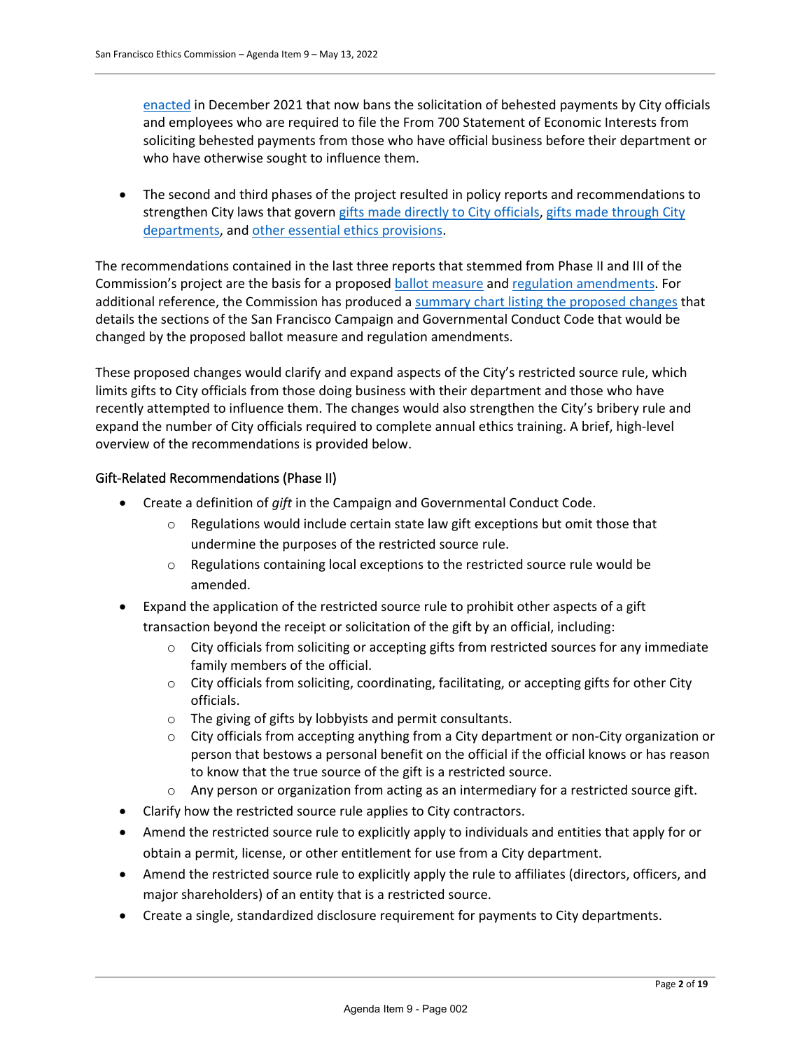enacted in December 2021 that now bans the solicitation of behested payments by City officials and employees who are required to file the From 700 Statement of Economic Interests from soliciting behested payments from those who have official business before their department or who have otherwise sought to influence them.

- The second and third phases of the project resulted in policy reports and recommendations to strengthen City laws that govern gifts made directly to City officials, gifts made through City departments, and other essential ethics provisions.

The recommendations contained in the last three reports that stemmed from Phase II and III of the Commission's project are the basis for a proposed ballot measure and regulation amendments. For additional reference, the Commission has produced a summary chart listing the proposed changes that details the sections of the San Francisco Campaign and Governmental Conduct Code that would be changed by the proposed ballot measure and regulation amendments.

These proposed changes would clarify and expand aspects of the City's restricted source rule, which limits gifts to City officials from those doing business with their department and those who have recently attempted to influence them. The changes would also strengthen the City's bribery rule and expand the number of City officials required to complete annual ethics training. A brief, high-level overview of the recommendations is provided below.

### Gift-Related Recommendations (Phase II)

- Create a definition of *gift* in the Campaign and Governmental Conduct Code.
  - Regulations would include certain state law gift exceptions but omit those that undermine the purposes of the restricted source rule.
  - Regulations containing local exceptions to the restricted source rule would be amended.
- Expand the application of the restricted source rule to prohibit other aspects of a gift transaction beyond the receipt or solicitation of the gift by an official, including:
  - City officials from soliciting or accepting gifts from restricted sources for any immediate family members of the official.
  - City officials from soliciting, coordinating, facilitating, or accepting gifts for other City officials.
  - The giving of gifts by lobbyists and permit consultants.
  - City officials from accepting anything from a City department or non-City organization or person that bestows a personal benefit on the official if the official knows or has reason to know that the true source of the gift is a restricted source.
  - Any person or organization from acting as an intermediary for a restricted source gift.
- Clarify how the restricted source rule applies to City contractors.
- Amend the restricted source rule to explicitly apply to individuals and entities that apply for or obtain a permit, license, or other entitlement for use from a City department.
- Amend the restricted source rule to explicitly apply the rule to affiliates (directors, officers, and major shareholders) of an entity that is a restricted source.
- Create a single, standardized disclosure requirement for payments to City departments.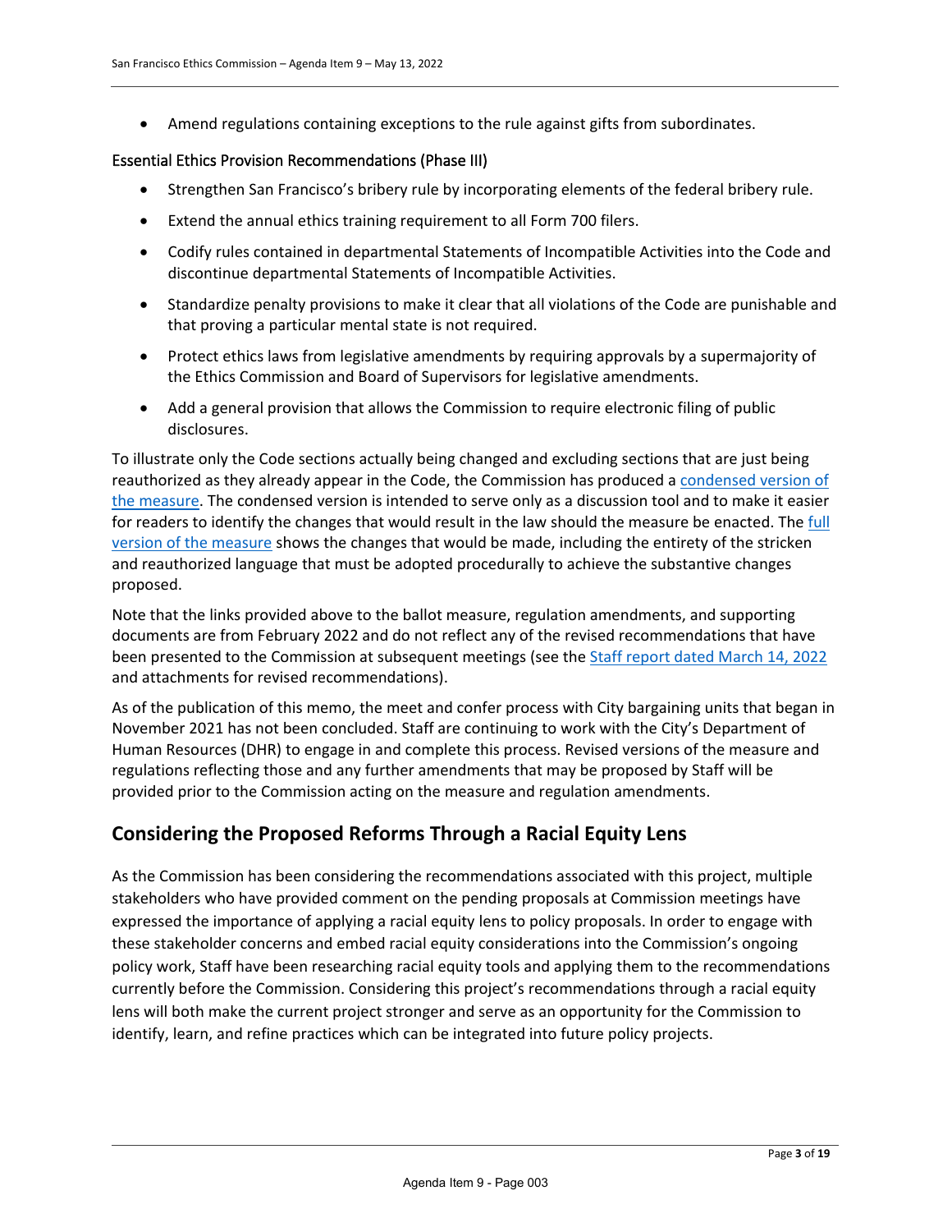- Amend regulations containing exceptions to the rule against gifts from subordinates.

### Essential Ethics Provision Recommendations (Phase III)

- Strengthen San Francisco's bribery rule by incorporating elements of the federal bribery rule.
- Extend the annual ethics training requirement to all Form 700 filers.
- Codify rules contained in departmental Statements of Incompatible Activities into the Code and discontinue departmental Statements of Incompatible Activities.
- Standardize penalty provisions to make it clear that all violations of the Code are punishable and that proving a particular mental state is not required.
- Protect ethics laws from legislative amendments by requiring approvals by a supermajority of the Ethics Commission and Board of Supervisors for legislative amendments.
- Add a general provision that allows the Commission to require electronic filing of public disclosures.

To illustrate only the Code sections actually being changed and excluding sections that are just being reauthorized as they already appear in the Code, the Commission has produced a condensed version of the measure. The condensed version is intended to serve only as a discussion tool and to make it easier for readers to identify the changes that would result in the law should the measure be enacted. The full version of the measure shows the changes that would be made, including the entirety of the stricken and reauthorized language that must be adopted procedurally to achieve the substantive changes proposed.

Note that the links provided above to the ballot measure, regulation amendments, and supporting documents are from February 2022 and do not reflect any of the revised recommendations that have been presented to the Commission at subsequent meetings (see the Staff report dated March 14, 2022 and attachments for revised recommendations).

As of the publication of this memo, the meet and confer process with City bargaining units that began in November 2021 has not been concluded. Staff are continuing to work with the City's Department of Human Resources (DHR) to engage in and complete this process. Revised versions of the measure and regulations reflecting those and any further amendments that may be proposed by Staff will be provided prior to the Commission acting on the measure and regulation amendments.

## Considering the Proposed Reforms Through a Racial Equity Lens

As the Commission has been considering the recommendations associated with this project, multiple stakeholders who have provided comment on the pending proposals at Commission meetings have expressed the importance of applying a racial equity lens to policy proposals. In order to engage with these stakeholder concerns and embed racial equity considerations into the Commission's ongoing policy work, Staff have been researching racial equity tools and applying them to the recommendations currently before the Commission. Considering this project's recommendations through a racial equity lens will both make the current project stronger and serve as an opportunity for the Commission to identify, learn, and refine practices which can be integrated into future policy projects.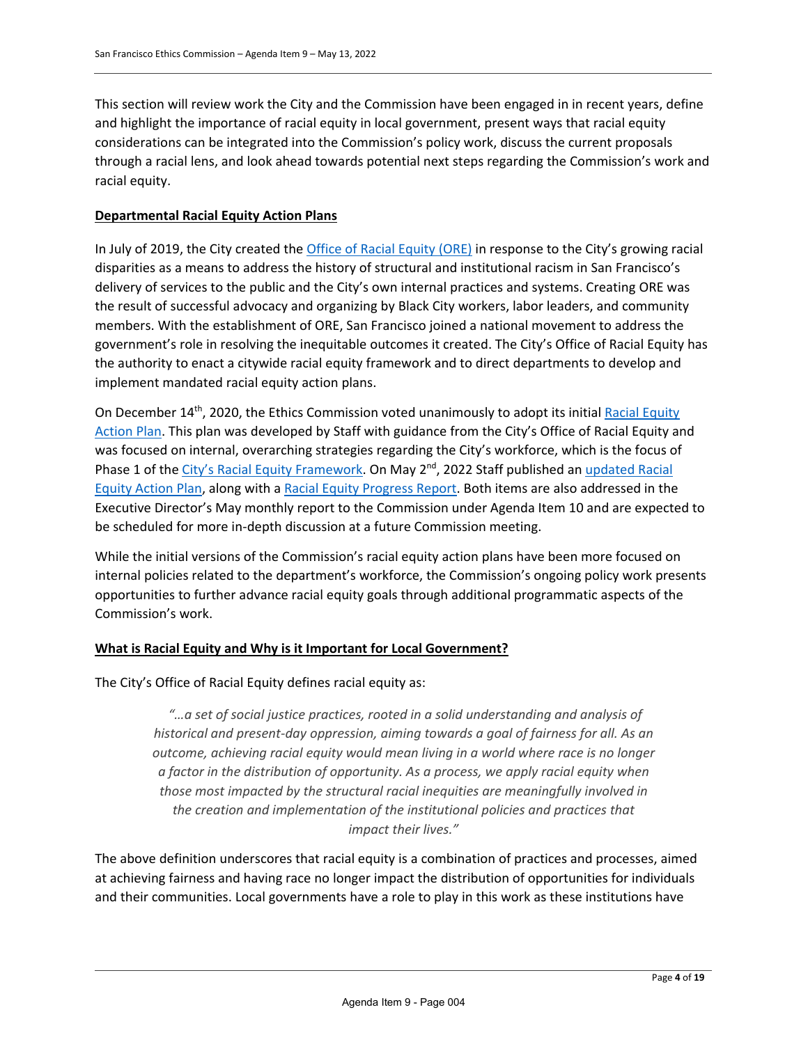This section will review work the City and the Commission have been engaged in in recent years, define and highlight the importance of racial equity in local government, present ways that racial equity considerations can be integrated into the Commission's policy work, discuss the current proposals through a racial lens, and look ahead towards potential next steps regarding the Commission's work and racial equity.

**Departmental Racial Equity Action Plans**

In July of 2019, the City created the Office of Racial Equity (ORE) in response to the City's growing racial disparities as a means to address the history of structural and institutional racism in San Francisco's delivery of services to the public and the City's own internal practices and systems. Creating ORE was the result of successful advocacy and organizing by Black City workers, labor leaders, and community members. With the establishment of ORE, San Francisco joined a national movement to address the government's role in resolving the inequitable outcomes it created. The City's Office of Racial Equity has the authority to enact a citywide racial equity framework and to direct departments to develop and implement mandated racial equity action plans.

On December 14th, 2020, the Ethics Commission voted unanimously to adopt its initial Racial Equity Action Plan. This plan was developed by Staff with guidance from the City's Office of Racial Equity and was focused on internal, overarching strategies regarding the City's workforce, which is the focus of Phase 1 of the City's Racial Equity Framework. On May 2nd, 2022 Staff published an updated Racial Equity Action Plan, along with a Racial Equity Progress Report. Both items are also addressed in the Executive Director's May monthly report to the Commission under Agenda Item 10 and are expected to be scheduled for more in-depth discussion at a future Commission meeting.

While the initial versions of the Commission's racial equity action plans have been more focused on internal policies related to the department's workforce, the Commission's ongoing policy work presents opportunities to further advance racial equity goals through additional programmatic aspects of the Commission's work.

**What is Racial Equity and Why is it Important for Local Government?**

The City's Office of Racial Equity defines racial equity as:

> *"…a set of social justice practices, rooted in a solid understanding and analysis of historical and present-day oppression, aiming towards a goal of fairness for all. As an outcome, achieving racial equity would mean living in a world where race is no longer a factor in the distribution of opportunity. As a process, we apply racial equity when those most impacted by the structural racial inequities are meaningfully involved in the creation and implementation of the institutional policies and practices that impact their lives."*

The above definition underscores that racial equity is a combination of practices and processes, aimed at achieving fairness and having race no longer impact the distribution of opportunities for individuals and their communities. Local governments have a role to play in this work as these institutions have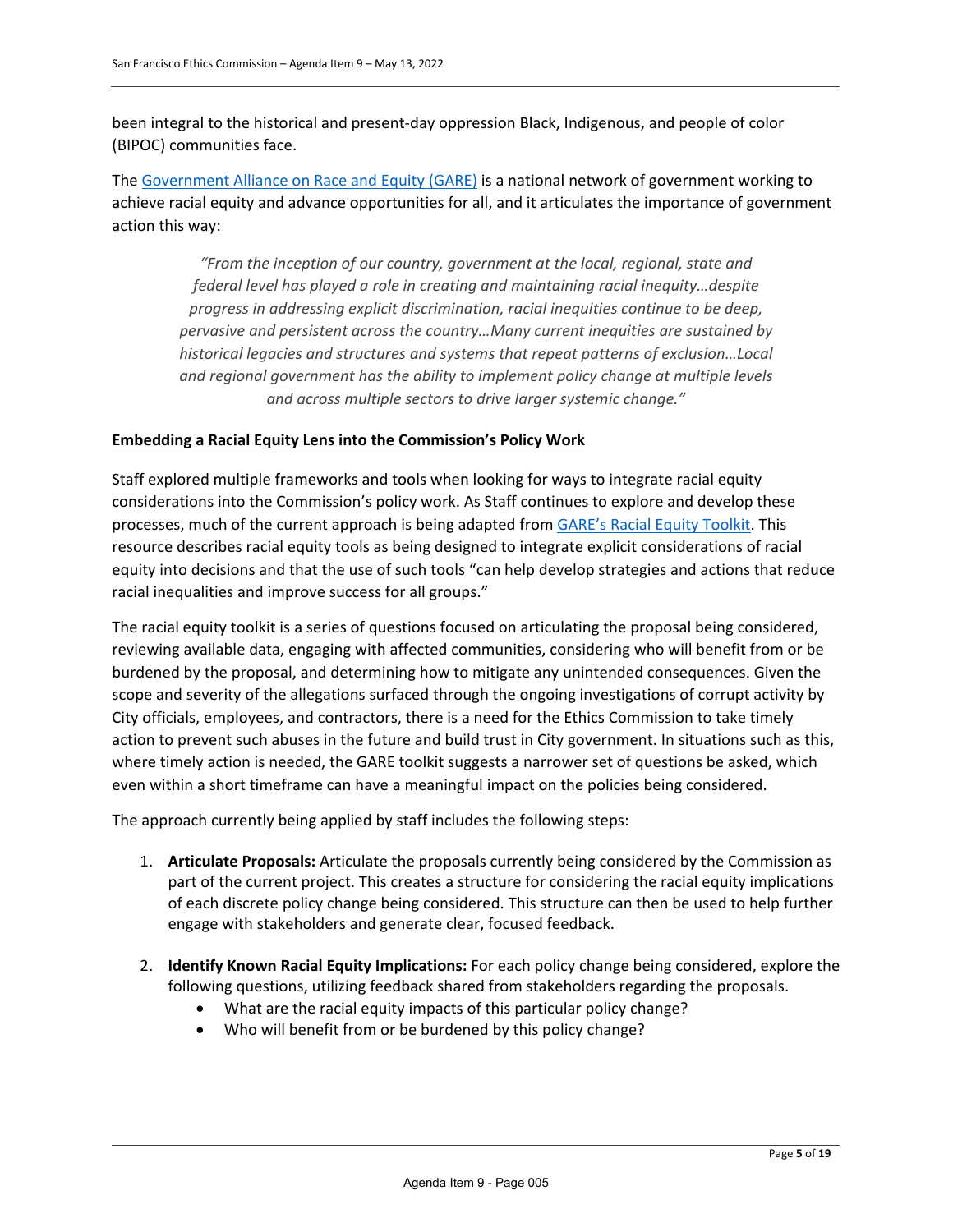been integral to the historical and present-day oppression Black, Indigenous, and people of color (BIPOC) communities face.

The [Government Alliance on Race and Equity (GARE)](#) is a national network of government working to achieve racial equity and advance opportunities for all, and it articulates the importance of government action this way:

> *"From the inception of our country, government at the local, regional, state and federal level has played a role in creating and maintaining racial inequity…despite progress in addressing explicit discrimination, racial inequities continue to be deep, pervasive and persistent across the country…Many current inequities are sustained by historical legacies and structures and systems that repeat patterns of exclusion…Local and regional government has the ability to implement policy change at multiple levels and across multiple sectors to drive larger systemic change."*

**Embedding a Racial Equity Lens into the Commission's Policy Work**

Staff explored multiple frameworks and tools when looking for ways to integrate racial equity considerations into the Commission's policy work. As Staff continues to explore and develop these processes, much of the current approach is being adapted from [GARE's Racial Equity Toolkit](#). This resource describes racial equity tools as being designed to integrate explicit considerations of racial equity into decisions and that the use of such tools "can help develop strategies and actions that reduce racial inequalities and improve success for all groups."

The racial equity toolkit is a series of questions focused on articulating the proposal being considered, reviewing available data, engaging with affected communities, considering who will benefit from or be burdened by the proposal, and determining how to mitigate any unintended consequences. Given the scope and severity of the allegations surfaced through the ongoing investigations of corrupt activity by City officials, employees, and contractors, there is a need for the Ethics Commission to take timely action to prevent such abuses in the future and build trust in City government. In situations such as this, where timely action is needed, the GARE toolkit suggests a narrower set of questions be asked, which even within a short timeframe can have a meaningful impact on the policies being considered.

The approach currently being applied by staff includes the following steps:

1. **Articulate Proposals:** Articulate the proposals currently being considered by the Commission as part of the current project. This creates a structure for considering the racial equity implications of each discrete policy change being considered. This structure can then be used to help further engage with stakeholders and generate clear, focused feedback.

2. **Identify Known Racial Equity Implications:** For each policy change being considered, explore the following questions, utilizing feedback shared from stakeholders regarding the proposals.
   - What are the racial equity impacts of this particular policy change?
   - Who will benefit from or be burdened by this policy change?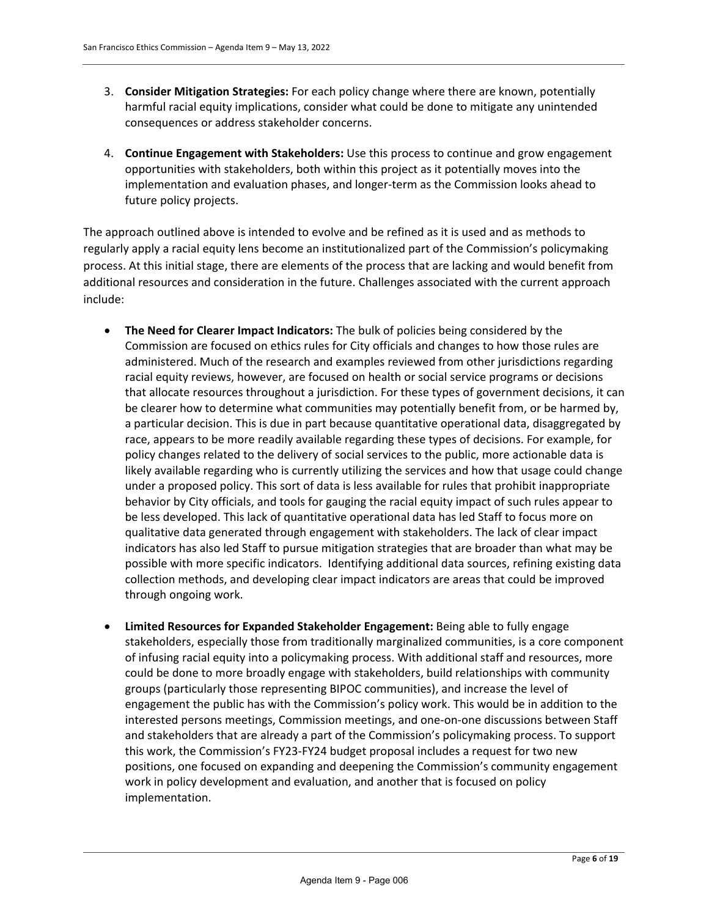3. **Consider Mitigation Strategies:** For each policy change where there are known, potentially harmful racial equity implications, consider what could be done to mitigate any unintended consequences or address stakeholder concerns.

4. **Continue Engagement with Stakeholders:** Use this process to continue and grow engagement opportunities with stakeholders, both within this project as it potentially moves into the implementation and evaluation phases, and longer-term as the Commission looks ahead to future policy projects.

The approach outlined above is intended to evolve and be refined as it is used and as methods to regularly apply a racial equity lens become an institutionalized part of the Commission's policymaking process. At this initial stage, there are elements of the process that are lacking and would benefit from additional resources and consideration in the future. Challenges associated with the current approach include:

- **The Need for Clearer Impact Indicators:** The bulk of policies being considered by the Commission are focused on ethics rules for City officials and changes to how those rules are administered. Much of the research and examples reviewed from other jurisdictions regarding racial equity reviews, however, are focused on health or social service programs or decisions that allocate resources throughout a jurisdiction. For these types of government decisions, it can be clearer how to determine what communities may potentially benefit from, or be harmed by, a particular decision. This is due in part because quantitative operational data, disaggregated by race, appears to be more readily available regarding these types of decisions. For example, for policy changes related to the delivery of social services to the public, more actionable data is likely available regarding who is currently utilizing the services and how that usage could change under a proposed policy. This sort of data is less available for rules that prohibit inappropriate behavior by City officials, and tools for gauging the racial equity impact of such rules appear to be less developed. This lack of quantitative operational data has led Staff to focus more on qualitative data generated through engagement with stakeholders. The lack of clear impact indicators has also led Staff to pursue mitigation strategies that are broader than what may be possible with more specific indicators. Identifying additional data sources, refining existing data collection methods, and developing clear impact indicators are areas that could be improved through ongoing work.

- **Limited Resources for Expanded Stakeholder Engagement:** Being able to fully engage stakeholders, especially those from traditionally marginalized communities, is a core component of infusing racial equity into a policymaking process. With additional staff and resources, more could be done to more broadly engage with stakeholders, build relationships with community groups (particularly those representing BIPOC communities), and increase the level of engagement the public has with the Commission's policy work. This would be in addition to the interested persons meetings, Commission meetings, and one-on-one discussions between Staff and stakeholders that are already a part of the Commission's policymaking process. To support this work, the Commission's FY23-FY24 budget proposal includes a request for two new positions, one focused on expanding and deepening the Commission's community engagement work in policy development and evaluation, and another that is focused on policy implementation.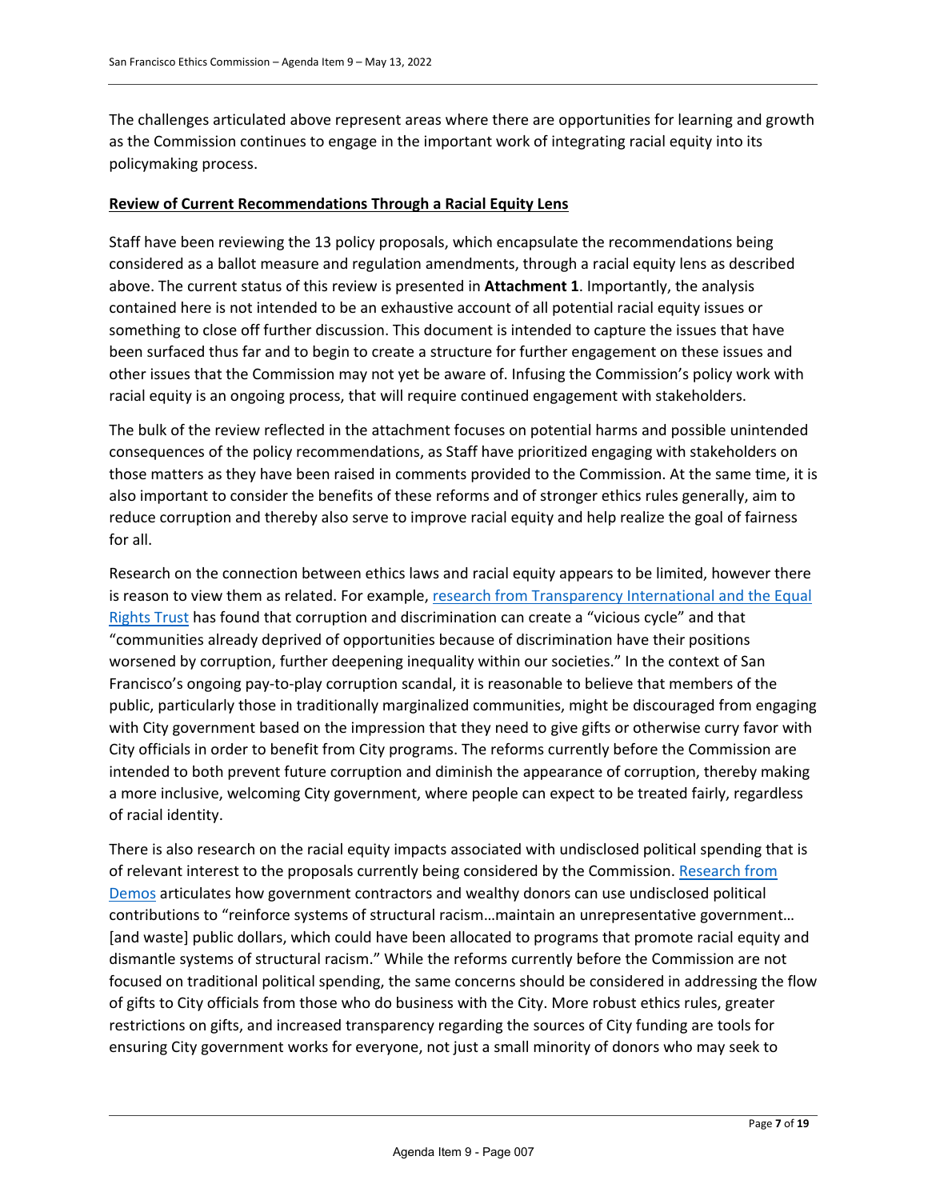The challenges articulated above represent areas where there are opportunities for learning and growth as the Commission continues to engage in the important work of integrating racial equity into its policymaking process.

**Review of Current Recommendations Through a Racial Equity Lens**

Staff have been reviewing the 13 policy proposals, which encapsulate the recommendations being considered as a ballot measure and regulation amendments, through a racial equity lens as described above. The current status of this review is presented in **Attachment 1**. Importantly, the analysis contained here is not intended to be an exhaustive account of all potential racial equity issues or something to close off further discussion. This document is intended to capture the issues that have been surfaced thus far and to begin to create a structure for further engagement on these issues and other issues that the Commission may not yet be aware of. Infusing the Commission's policy work with racial equity is an ongoing process, that will require continued engagement with stakeholders.

The bulk of the review reflected in the attachment focuses on potential harms and possible unintended consequences of the policy recommendations, as Staff have prioritized engaging with stakeholders on those matters as they have been raised in comments provided to the Commission. At the same time, it is also important to consider the benefits of these reforms and of stronger ethics rules generally, aim to reduce corruption and thereby also serve to improve racial equity and help realize the goal of fairness for all.

Research on the connection between ethics laws and racial equity appears to be limited, however there is reason to view them as related. For example, research from Transparency International and the Equal Rights Trust has found that corruption and discrimination can create a "vicious cycle" and that "communities already deprived of opportunities because of discrimination have their positions worsened by corruption, further deepening inequality within our societies." In the context of San Francisco's ongoing pay-to-play corruption scandal, it is reasonable to believe that members of the public, particularly those in traditionally marginalized communities, might be discouraged from engaging with City government based on the impression that they need to give gifts or otherwise curry favor with City officials in order to benefit from City programs. The reforms currently before the Commission are intended to both prevent future corruption and diminish the appearance of corruption, thereby making a more inclusive, welcoming City government, where people can expect to be treated fairly, regardless of racial identity.

There is also research on the racial equity impacts associated with undisclosed political spending that is of relevant interest to the proposals currently being considered by the Commission. Research from Demos articulates how government contractors and wealthy donors can use undisclosed political contributions to "reinforce systems of structural racism…maintain an unrepresentative government… [and waste] public dollars, which could have been allocated to programs that promote racial equity and dismantle systems of structural racism." While the reforms currently before the Commission are not focused on traditional political spending, the same concerns should be considered in addressing the flow of gifts to City officials from those who do business with the City. More robust ethics rules, greater restrictions on gifts, and increased transparency regarding the sources of City funding are tools for ensuring City government works for everyone, not just a small minority of donors who may seek to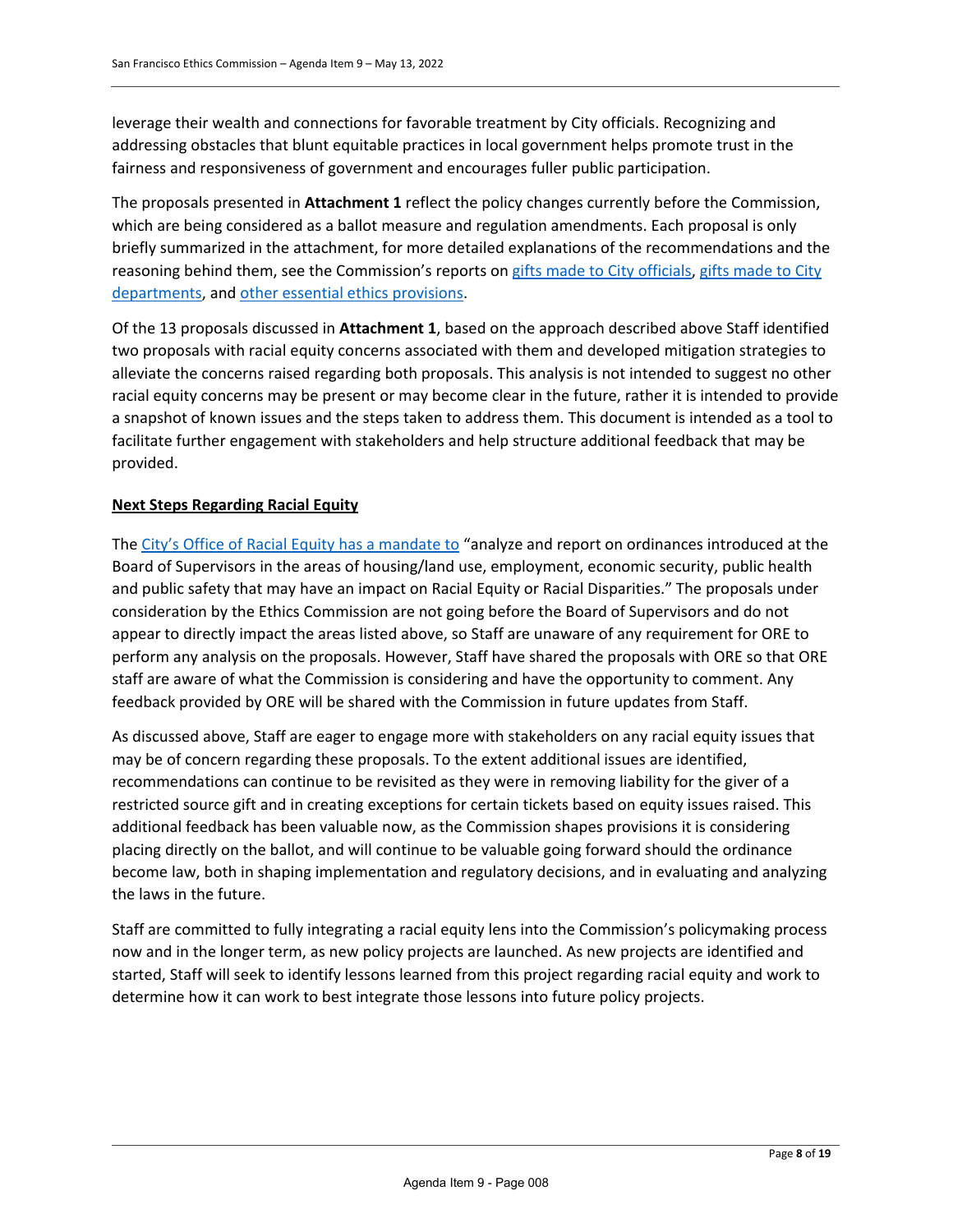leverage their wealth and connections for favorable treatment by City officials. Recognizing and addressing obstacles that blunt equitable practices in local government helps promote trust in the fairness and responsiveness of government and encourages fuller public participation.

The proposals presented in **Attachment 1** reflect the policy changes currently before the Commission, which are being considered as a ballot measure and regulation amendments. Each proposal is only briefly summarized in the attachment, for more detailed explanations of the recommendations and the reasoning behind them, see the Commission's reports on gifts made to City officials, gifts made to City departments, and other essential ethics provisions.

Of the 13 proposals discussed in **Attachment 1**, based on the approach described above Staff identified two proposals with racial equity concerns associated with them and developed mitigation strategies to alleviate the concerns raised regarding both proposals. This analysis is not intended to suggest no other racial equity concerns may be present or may become clear in the future, rather it is intended to provide a snapshot of known issues and the steps taken to address them. This document is intended as a tool to facilitate further engagement with stakeholders and help structure additional feedback that may be provided.

**Next Steps Regarding Racial Equity**

The City's Office of Racial Equity has a mandate to "analyze and report on ordinances introduced at the Board of Supervisors in the areas of housing/land use, employment, economic security, public health and public safety that may have an impact on Racial Equity or Racial Disparities." The proposals under consideration by the Ethics Commission are not going before the Board of Supervisors and do not appear to directly impact the areas listed above, so Staff are unaware of any requirement for ORE to perform any analysis on the proposals. However, Staff have shared the proposals with ORE so that ORE staff are aware of what the Commission is considering and have the opportunity to comment. Any feedback provided by ORE will be shared with the Commission in future updates from Staff.

As discussed above, Staff are eager to engage more with stakeholders on any racial equity issues that may be of concern regarding these proposals. To the extent additional issues are identified, recommendations can continue to be revisited as they were in removing liability for the giver of a restricted source gift and in creating exceptions for certain tickets based on equity issues raised. This additional feedback has been valuable now, as the Commission shapes provisions it is considering placing directly on the ballot, and will continue to be valuable going forward should the ordinance become law, both in shaping implementation and regulatory decisions, and in evaluating and analyzing the laws in the future.

Staff are committed to fully integrating a racial equity lens into the Commission's policymaking process now and in the longer term, as new policy projects are launched. As new projects are identified and started, Staff will seek to identify lessons learned from this project regarding racial equity and work to determine how it can work to best integrate those lessons into future policy projects.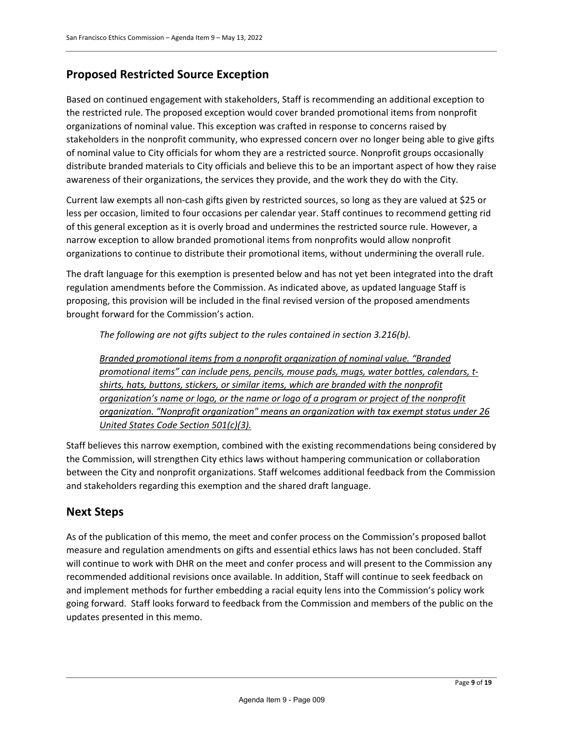## Proposed Restricted Source Exception

Based on continued engagement with stakeholders, Staff is recommending an additional exception to the restricted rule. The proposed exception would cover branded promotional items from nonprofit organizations of nominal value. This exception was crafted in response to concerns raised by stakeholders in the nonprofit community, who expressed concern over no longer being able to give gifts of nominal value to City officials for whom they are a restricted source. Nonprofit groups occasionally distribute branded materials to City officials and believe this to be an important aspect of how they raise awareness of their organizations, the services they provide, and the work they do with the City.

Current law exempts all non-cash gifts given by restricted sources, so long as they are valued at $25 or less per occasion, limited to four occasions per calendar year. Staff continues to recommend getting rid of this general exception as it is overly broad and undermines the restricted source rule. However, a narrow exception to allow branded promotional items from nonprofits would allow nonprofit organizations to continue to distribute their promotional items, without undermining the overall rule.

The draft language for this exemption is presented below and has not yet been integrated into the draft regulation amendments before the Commission. As indicated above, as updated language Staff is proposing, this provision will be included in the final revised version of the proposed amendments brought forward for the Commission's action.

> *The following are not gifts subject to the rules contained in section 3.216(b).*
>
> *<u>Branded promotional items from a nonprofit organization of nominal value. "Branded promotional items" can include pens, pencils, mouse pads, mugs, water bottles, calendars, t-shirts, hats, buttons, stickers, or similar items, which are branded with the nonprofit organization's name or logo, or the name or logo of a program or project of the nonprofit organization. "Nonprofit organization" means an organization with tax exempt status under 26 United States Code Section 501(c)(3).</u>*

Staff believes this narrow exemption, combined with the existing recommendations being considered by the Commission, will strengthen City ethics laws without hampering communication or collaboration between the City and nonprofit organizations. Staff welcomes additional feedback from the Commission and stakeholders regarding this exemption and the shared draft language.

## Next Steps

As of the publication of this memo, the meet and confer process on the Commission's proposed ballot measure and regulation amendments on gifts and essential ethics laws has not been concluded. Staff will continue to work with DHR on the meet and confer process and will present to the Commission any recommended additional revisions once available. In addition, Staff will continue to seek feedback on and implement methods for further embedding a racial equity lens into the Commission's policy work going forward. Staff looks forward to feedback from the Commission and members of the public on the updates presented in this memo.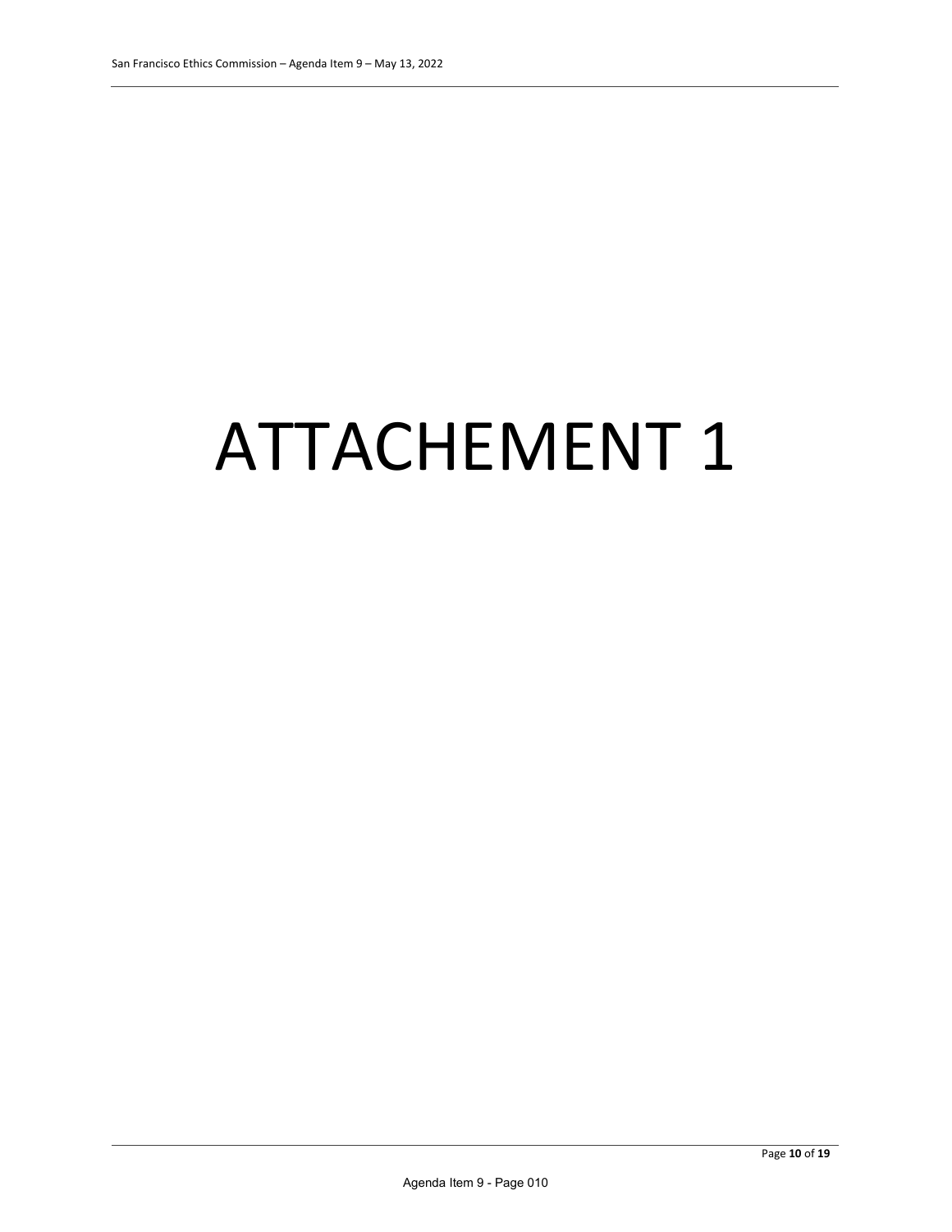# ATTACHEMENT 1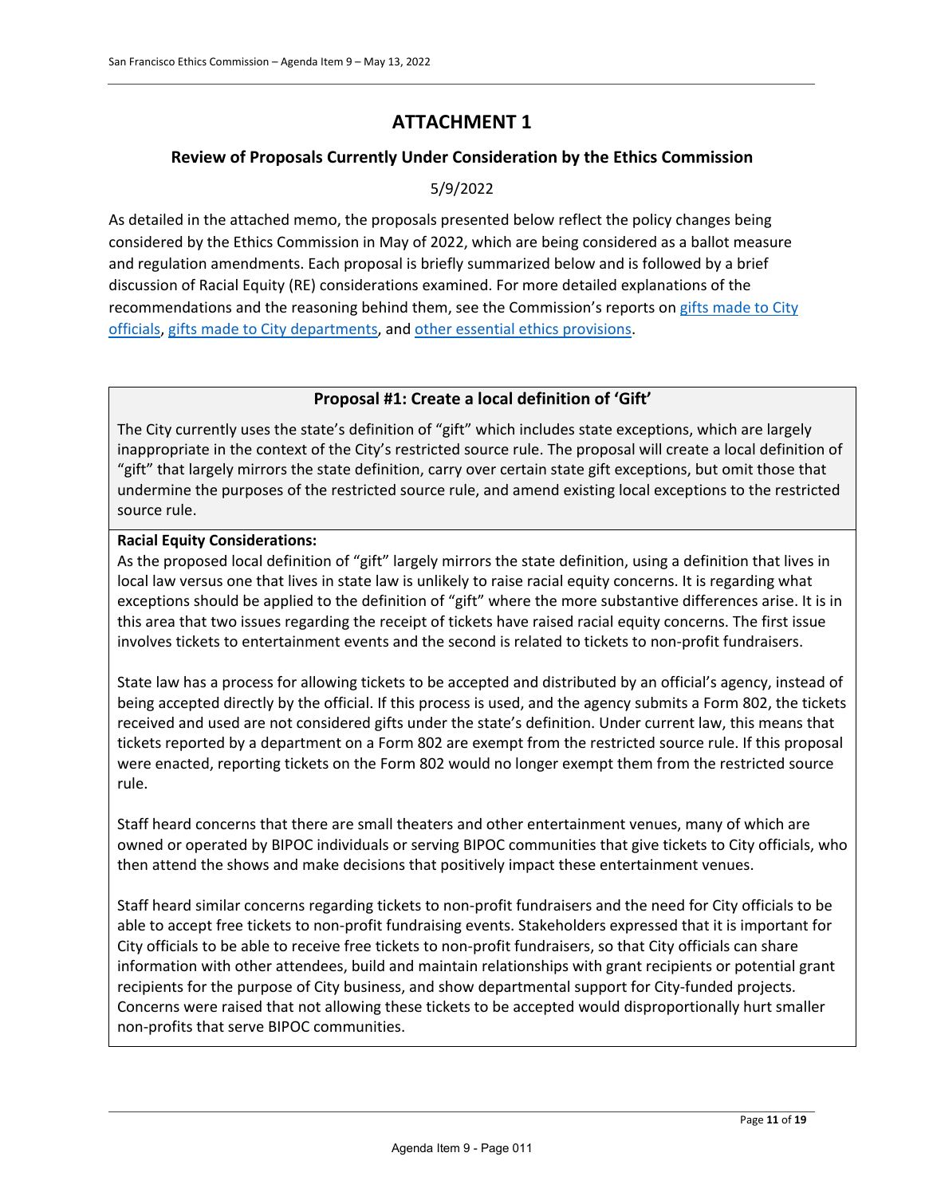# ATTACHMENT 1

## Review of Proposals Currently Under Consideration by the Ethics Commission

5/9/2022

As detailed in the attached memo, the proposals presented below reflect the policy changes being considered by the Ethics Commission in May of 2022, which are being considered as a ballot measure and regulation amendments. Each proposal is briefly summarized below and is followed by a brief discussion of Racial Equity (RE) considerations examined. For more detailed explanations of the recommendations and the reasoning behind them, see the Commission's reports on gifts made to City officials, gifts made to City departments, and other essential ethics provisions.

### Proposal #1: Create a local definition of 'Gift'

The City currently uses the state's definition of "gift" which includes state exceptions, which are largely inappropriate in the context of the City's restricted source rule. The proposal will create a local definition of "gift" that largely mirrors the state definition, carry over certain state gift exceptions, but omit those that undermine the purposes of the restricted source rule, and amend existing local exceptions to the restricted source rule.

**Racial Equity Considerations:**

As the proposed local definition of "gift" largely mirrors the state definition, using a definition that lives in local law versus one that lives in state law is unlikely to raise racial equity concerns. It is regarding what exceptions should be applied to the definition of "gift" where the more substantive differences arise. It is in this area that two issues regarding the receipt of tickets have raised racial equity concerns. The first issue involves tickets to entertainment events and the second is related to tickets to non-profit fundraisers.

State law has a process for allowing tickets to be accepted and distributed by an official's agency, instead of being accepted directly by the official. If this process is used, and the agency submits a Form 802, the tickets received and used are not considered gifts under the state's definition. Under current law, this means that tickets reported by a department on a Form 802 are exempt from the restricted source rule. If this proposal were enacted, reporting tickets on the Form 802 would no longer exempt them from the restricted source rule.

Staff heard concerns that there are small theaters and other entertainment venues, many of which are owned or operated by BIPOC individuals or serving BIPOC communities that give tickets to City officials, who then attend the shows and make decisions that positively impact these entertainment venues.

Staff heard similar concerns regarding tickets to non-profit fundraisers and the need for City officials to be able to accept free tickets to non-profit fundraising events. Stakeholders expressed that it is important for City officials to be able to receive free tickets to non-profit fundraisers, so that City officials can share information with other attendees, build and maintain relationships with grant recipients or potential grant recipients for the purpose of City business, and show departmental support for City-funded projects. Concerns were raised that not allowing these tickets to be accepted would disproportionally hurt smaller non-profits that serve BIPOC communities.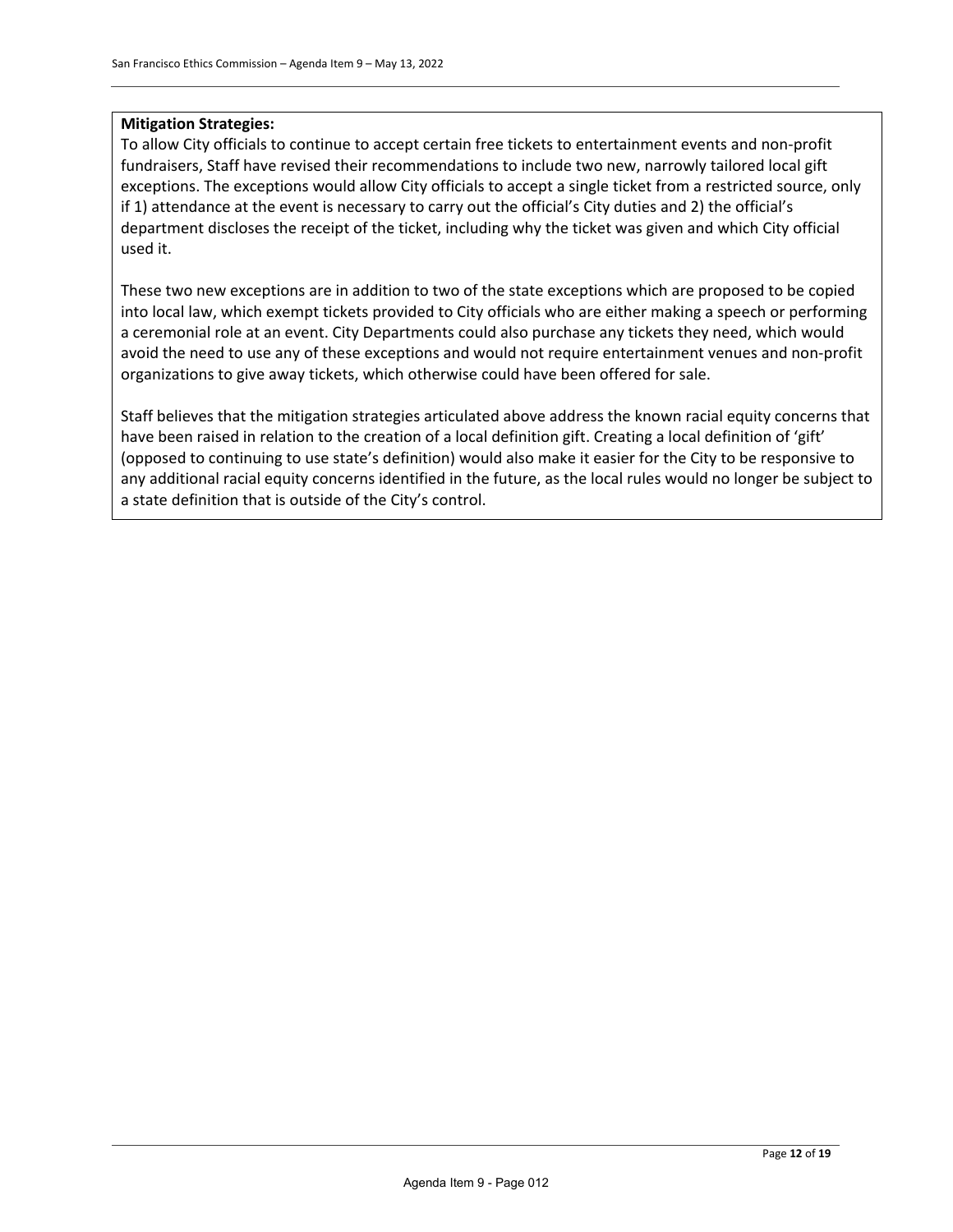**Mitigation Strategies:**

To allow City officials to continue to accept certain free tickets to entertainment events and non-profit fundraisers, Staff have revised their recommendations to include two new, narrowly tailored local gift exceptions. The exceptions would allow City officials to accept a single ticket from a restricted source, only if 1) attendance at the event is necessary to carry out the official's City duties and 2) the official's department discloses the receipt of the ticket, including why the ticket was given and which City official used it.

These two new exceptions are in addition to two of the state exceptions which are proposed to be copied into local law, which exempt tickets provided to City officials who are either making a speech or performing a ceremonial role at an event. City Departments could also purchase any tickets they need, which would avoid the need to use any of these exceptions and would not require entertainment venues and non-profit organizations to give away tickets, which otherwise could have been offered for sale.

Staff believes that the mitigation strategies articulated above address the known racial equity concerns that have been raised in relation to the creation of a local definition gift. Creating a local definition of 'gift' (opposed to continuing to use state's definition) would also make it easier for the City to be responsive to any additional racial equity concerns identified in the future, as the local rules would no longer be subject to a state definition that is outside of the City's control.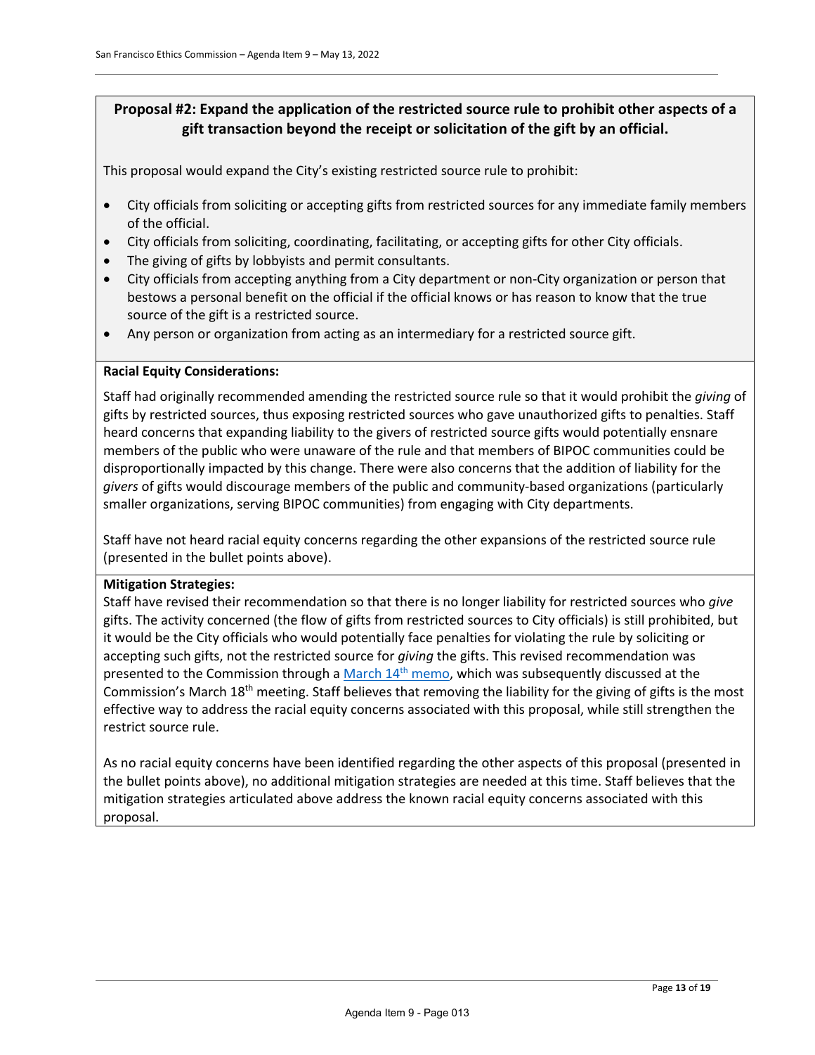## Proposal #2: Expand the application of the restricted source rule to prohibit other aspects of a gift transaction beyond the receipt or solicitation of the gift by an official.

This proposal would expand the City's existing restricted source rule to prohibit:

- City officials from soliciting or accepting gifts from restricted sources for any immediate family members of the official.
- City officials from soliciting, coordinating, facilitating, or accepting gifts for other City officials.
- The giving of gifts by lobbyists and permit consultants.
- City officials from accepting anything from a City department or non-City organization or person that bestows a personal benefit on the official if the official knows or has reason to know that the true source of the gift is a restricted source.
- Any person or organization from acting as an intermediary for a restricted source gift.

**Racial Equity Considerations:**

Staff had originally recommended amending the restricted source rule so that it would prohibit the *giving* of gifts by restricted sources, thus exposing restricted sources who gave unauthorized gifts to penalties. Staff heard concerns that expanding liability to the givers of restricted source gifts would potentially ensnare members of the public who were unaware of the rule and that members of BIPOC communities could be disproportionally impacted by this change. There were also concerns that the addition of liability for the *givers* of gifts would discourage members of the public and community-based organizations (particularly smaller organizations, serving BIPOC communities) from engaging with City departments.

Staff have not heard racial equity concerns regarding the other expansions of the restricted source rule (presented in the bullet points above).

**Mitigation Strategies:**

Staff have revised their recommendation so that there is no longer liability for restricted sources who *give* gifts. The activity concerned (the flow of gifts from restricted sources to City officials) is still prohibited, but it would be the City officials who would potentially face penalties for violating the rule by soliciting or accepting such gifts, not the restricted source for *giving* the gifts. This revised recommendation was presented to the Commission through a March 14th memo, which was subsequently discussed at the Commission's March 18th meeting. Staff believes that removing the liability for the giving of gifts is the most effective way to address the racial equity concerns associated with this proposal, while still strengthen the restrict source rule.

As no racial equity concerns have been identified regarding the other aspects of this proposal (presented in the bullet points above), no additional mitigation strategies are needed at this time. Staff believes that the mitigation strategies articulated above address the known racial equity concerns associated with this proposal.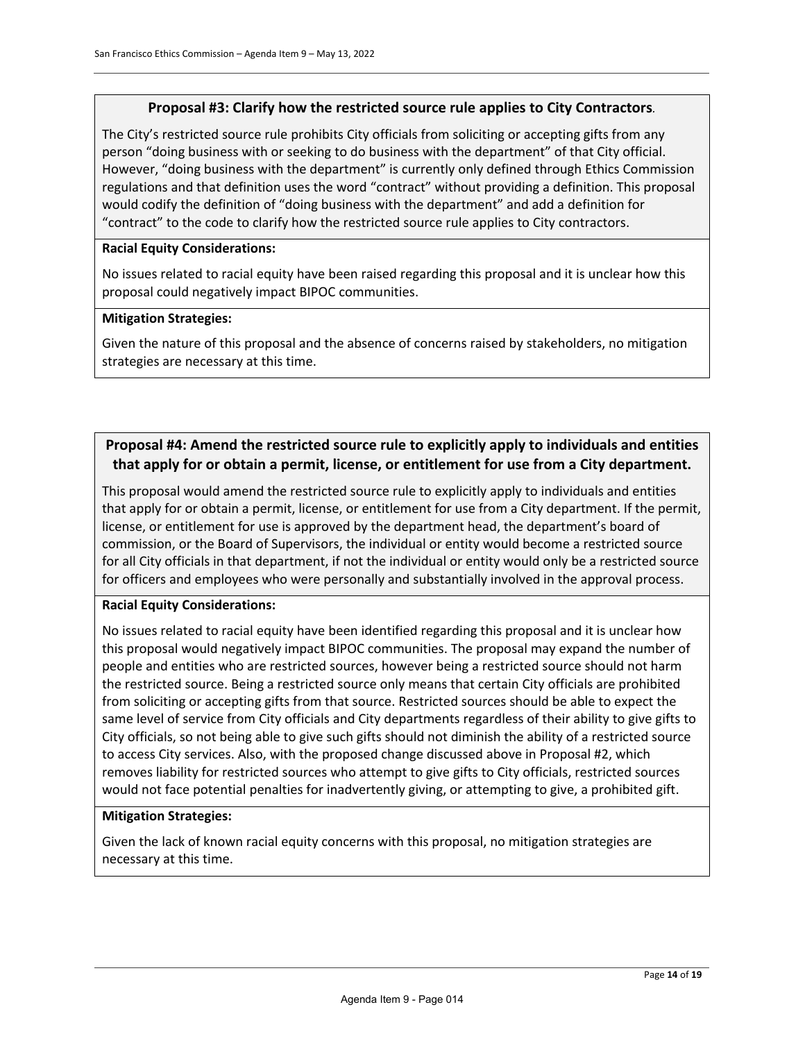### Proposal #3: Clarify how the restricted source rule applies to City Contractors.

The City's restricted source rule prohibits City officials from soliciting or accepting gifts from any person "doing business with or seeking to do business with the department" of that City official. However, "doing business with the department" is currently only defined through Ethics Commission regulations and that definition uses the word "contract" without providing a definition. This proposal would codify the definition of "doing business with the department" and add a definition for "contract" to the code to clarify how the restricted source rule applies to City contractors.

**Racial Equity Considerations:**

No issues related to racial equity have been raised regarding this proposal and it is unclear how this proposal could negatively impact BIPOC communities.

**Mitigation Strategies:**

Given the nature of this proposal and the absence of concerns raised by stakeholders, no mitigation strategies are necessary at this time.

### Proposal #4: Amend the restricted source rule to explicitly apply to individuals and entities that apply for or obtain a permit, license, or entitlement for use from a City department.

This proposal would amend the restricted source rule to explicitly apply to individuals and entities that apply for or obtain a permit, license, or entitlement for use from a City department. If the permit, license, or entitlement for use is approved by the department head, the department's board of commission, or the Board of Supervisors, the individual or entity would become a restricted source for all City officials in that department, if not the individual or entity would only be a restricted source for officers and employees who were personally and substantially involved in the approval process.

**Racial Equity Considerations:**

No issues related to racial equity have been identified regarding this proposal and it is unclear how this proposal would negatively impact BIPOC communities. The proposal may expand the number of people and entities who are restricted sources, however being a restricted source should not harm the restricted source. Being a restricted source only means that certain City officials are prohibited from soliciting or accepting gifts from that source. Restricted sources should be able to expect the same level of service from City officials and City departments regardless of their ability to give gifts to City officials, so not being able to give such gifts should not diminish the ability of a restricted source to access City services. Also, with the proposed change discussed above in Proposal #2, which removes liability for restricted sources who attempt to give gifts to City officials, restricted sources would not face potential penalties for inadvertently giving, or attempting to give, a prohibited gift.

**Mitigation Strategies:**

Given the lack of known racial equity concerns with this proposal, no mitigation strategies are necessary at this time.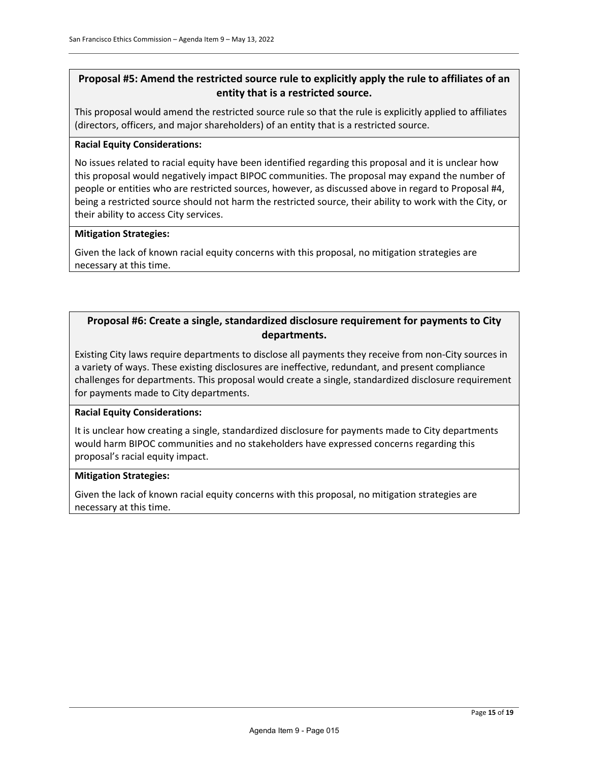### Proposal #5: Amend the restricted source rule to explicitly apply the rule to affiliates of an entity that is a restricted source.

This proposal would amend the restricted source rule so that the rule is explicitly applied to affiliates (directors, officers, and major shareholders) of an entity that is a restricted source.

**Racial Equity Considerations:**

No issues related to racial equity have been identified regarding this proposal and it is unclear how this proposal would negatively impact BIPOC communities. The proposal may expand the number of people or entities who are restricted sources, however, as discussed above in regard to Proposal #4, being a restricted source should not harm the restricted source, their ability to work with the City, or their ability to access City services.

**Mitigation Strategies:**

Given the lack of known racial equity concerns with this proposal, no mitigation strategies are necessary at this time.

### Proposal #6: Create a single, standardized disclosure requirement for payments to City departments.

Existing City laws require departments to disclose all payments they receive from non-City sources in a variety of ways. These existing disclosures are ineffective, redundant, and present compliance challenges for departments. This proposal would create a single, standardized disclosure requirement for payments made to City departments.

**Racial Equity Considerations:**

It is unclear how creating a single, standardized disclosure for payments made to City departments would harm BIPOC communities and no stakeholders have expressed concerns regarding this proposal's racial equity impact.

**Mitigation Strategies:**

Given the lack of known racial equity concerns with this proposal, no mitigation strategies are necessary at this time.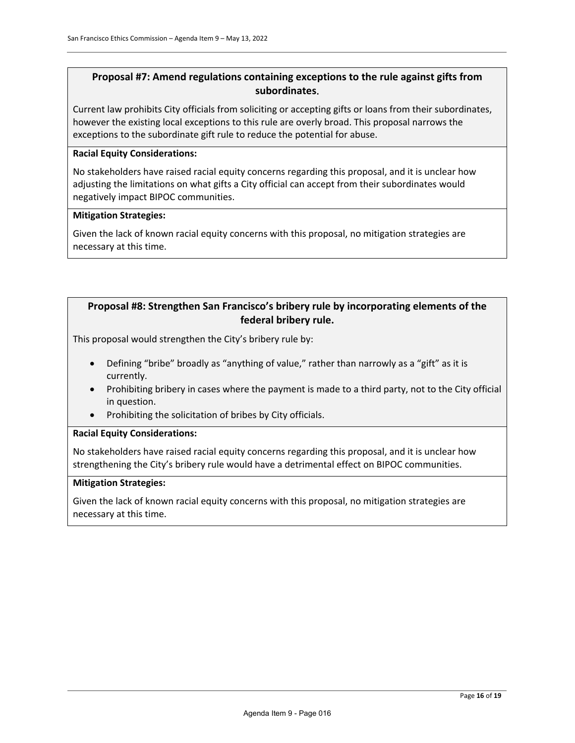### Proposal #7: Amend regulations containing exceptions to the rule against gifts from subordinates.

Current law prohibits City officials from soliciting or accepting gifts or loans from their subordinates, however the existing local exceptions to this rule are overly broad. This proposal narrows the exceptions to the subordinate gift rule to reduce the potential for abuse.

**Racial Equity Considerations:**

No stakeholders have raised racial equity concerns regarding this proposal, and it is unclear how adjusting the limitations on what gifts a City official can accept from their subordinates would negatively impact BIPOC communities.

**Mitigation Strategies:**

Given the lack of known racial equity concerns with this proposal, no mitigation strategies are necessary at this time.

### Proposal #8: Strengthen San Francisco's bribery rule by incorporating elements of the federal bribery rule.

This proposal would strengthen the City's bribery rule by:

- Defining "bribe" broadly as "anything of value," rather than narrowly as a "gift" as it is currently.
- Prohibiting bribery in cases where the payment is made to a third party, not to the City official in question.
- Prohibiting the solicitation of bribes by City officials.

**Racial Equity Considerations:**

No stakeholders have raised racial equity concerns regarding this proposal, and it is unclear how strengthening the City's bribery rule would have a detrimental effect on BIPOC communities.

**Mitigation Strategies:**

Given the lack of known racial equity concerns with this proposal, no mitigation strategies are necessary at this time.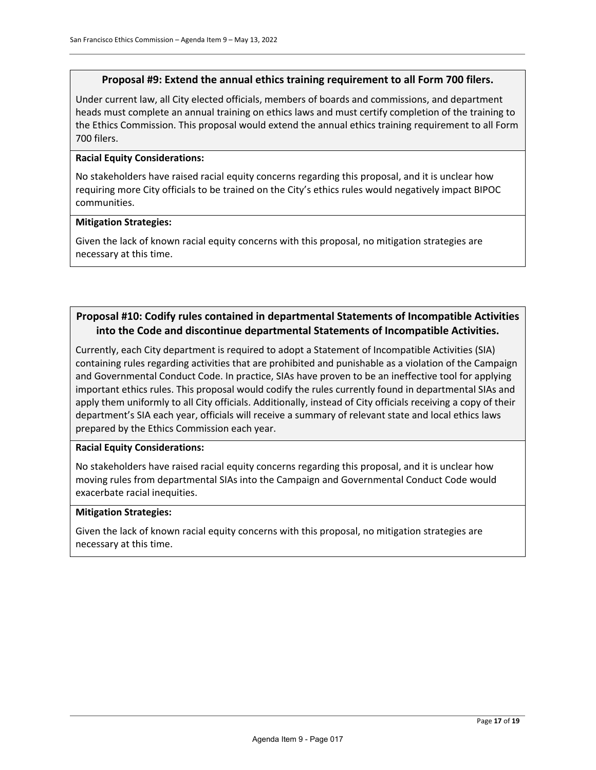### Proposal #9: Extend the annual ethics training requirement to all Form 700 filers.

Under current law, all City elected officials, members of boards and commissions, and department heads must complete an annual training on ethics laws and must certify completion of the training to the Ethics Commission. This proposal would extend the annual ethics training requirement to all Form 700 filers.

**Racial Equity Considerations:**

No stakeholders have raised racial equity concerns regarding this proposal, and it is unclear how requiring more City officials to be trained on the City's ethics rules would negatively impact BIPOC communities.

**Mitigation Strategies:**

Given the lack of known racial equity concerns with this proposal, no mitigation strategies are necessary at this time.

### Proposal #10: Codify rules contained in departmental Statements of Incompatible Activities into the Code and discontinue departmental Statements of Incompatible Activities.

Currently, each City department is required to adopt a Statement of Incompatible Activities (SIA) containing rules regarding activities that are prohibited and punishable as a violation of the Campaign and Governmental Conduct Code. In practice, SIAs have proven to be an ineffective tool for applying important ethics rules. This proposal would codify the rules currently found in departmental SIAs and apply them uniformly to all City officials. Additionally, instead of City officials receiving a copy of their department's SIA each year, officials will receive a summary of relevant state and local ethics laws prepared by the Ethics Commission each year.

**Racial Equity Considerations:**

No stakeholders have raised racial equity concerns regarding this proposal, and it is unclear how moving rules from departmental SIAs into the Campaign and Governmental Conduct Code would exacerbate racial inequities.

**Mitigation Strategies:**

Given the lack of known racial equity concerns with this proposal, no mitigation strategies are necessary at this time.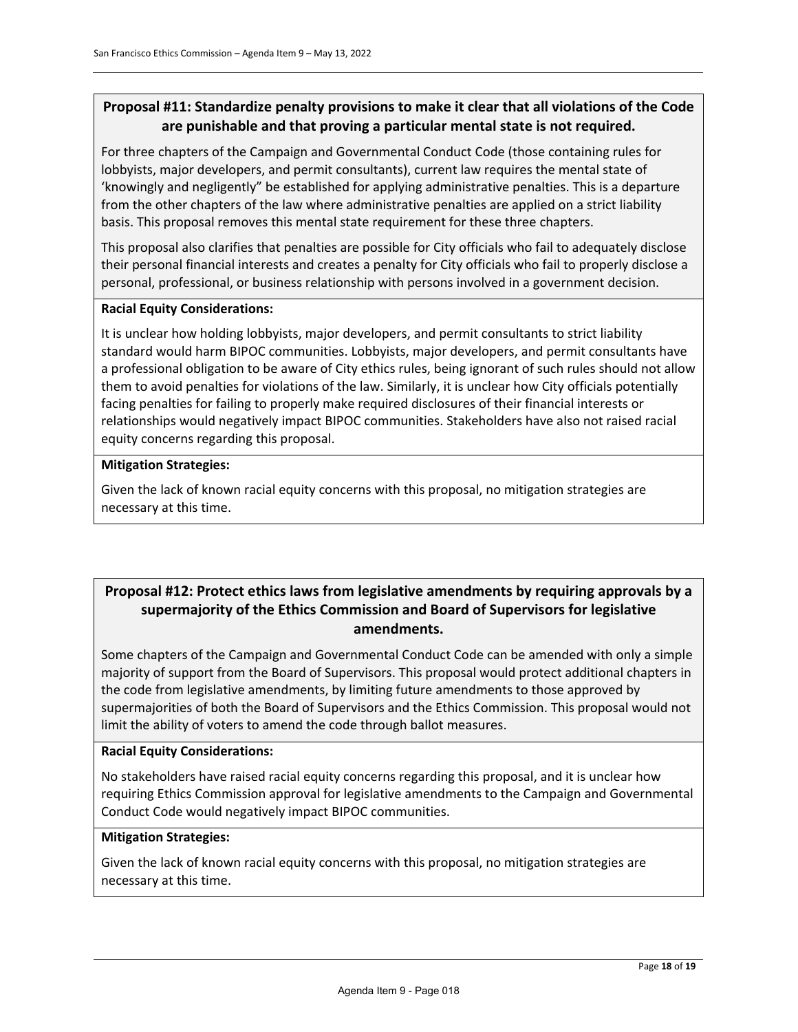## Proposal #11: Standardize penalty provisions to make it clear that all violations of the Code are punishable and that proving a particular mental state is not required.

For three chapters of the Campaign and Governmental Conduct Code (those containing rules for lobbyists, major developers, and permit consultants), current law requires the mental state of 'knowingly and negligently" be established for applying administrative penalties. This is a departure from the other chapters of the law where administrative penalties are applied on a strict liability basis. This proposal removes this mental state requirement for these three chapters.

This proposal also clarifies that penalties are possible for City officials who fail to adequately disclose their personal financial interests and creates a penalty for City officials who fail to properly disclose a personal, professional, or business relationship with persons involved in a government decision.

**Racial Equity Considerations:**

It is unclear how holding lobbyists, major developers, and permit consultants to strict liability standard would harm BIPOC communities. Lobbyists, major developers, and permit consultants have a professional obligation to be aware of City ethics rules, being ignorant of such rules should not allow them to avoid penalties for violations of the law. Similarly, it is unclear how City officials potentially facing penalties for failing to properly make required disclosures of their financial interests or relationships would negatively impact BIPOC communities. Stakeholders have also not raised racial equity concerns regarding this proposal.

**Mitigation Strategies:**

Given the lack of known racial equity concerns with this proposal, no mitigation strategies are necessary at this time.

## Proposal #12: Protect ethics laws from legislative amendments by requiring approvals by a supermajority of the Ethics Commission and Board of Supervisors for legislative amendments.

Some chapters of the Campaign and Governmental Conduct Code can be amended with only a simple majority of support from the Board of Supervisors. This proposal would protect additional chapters in the code from legislative amendments, by limiting future amendments to those approved by supermajorities of both the Board of Supervisors and the Ethics Commission. This proposal would not limit the ability of voters to amend the code through ballot measures.

**Racial Equity Considerations:**

No stakeholders have raised racial equity concerns regarding this proposal, and it is unclear how requiring Ethics Commission approval for legislative amendments to the Campaign and Governmental Conduct Code would negatively impact BIPOC communities.

**Mitigation Strategies:**

Given the lack of known racial equity concerns with this proposal, no mitigation strategies are necessary at this time.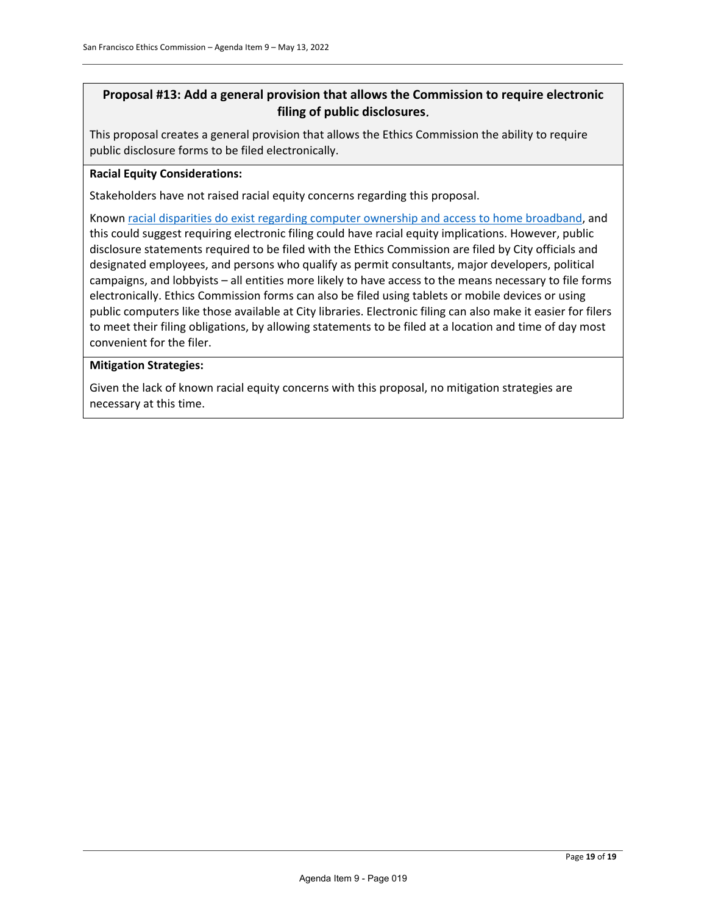### Proposal #13: Add a general provision that allows the Commission to require electronic filing of public disclosures.

This proposal creates a general provision that allows the Ethics Commission the ability to require public disclosure forms to be filed electronically.

**Racial Equity Considerations:**

Stakeholders have not raised racial equity concerns regarding this proposal.

Known racial disparities do exist regarding computer ownership and access to home broadband, and this could suggest requiring electronic filing could have racial equity implications. However, public disclosure statements required to be filed with the Ethics Commission are filed by City officials and designated employees, and persons who qualify as permit consultants, major developers, political campaigns, and lobbyists – all entities more likely to have access to the means necessary to file forms electronically. Ethics Commission forms can also be filed using tablets or mobile devices or using public computers like those available at City libraries. Electronic filing can also make it easier for filers to meet their filing obligations, by allowing statements to be filed at a location and time of day most convenient for the filer.

**Mitigation Strategies:**

Given the lack of known racial equity concerns with this proposal, no mitigation strategies are necessary at this time.